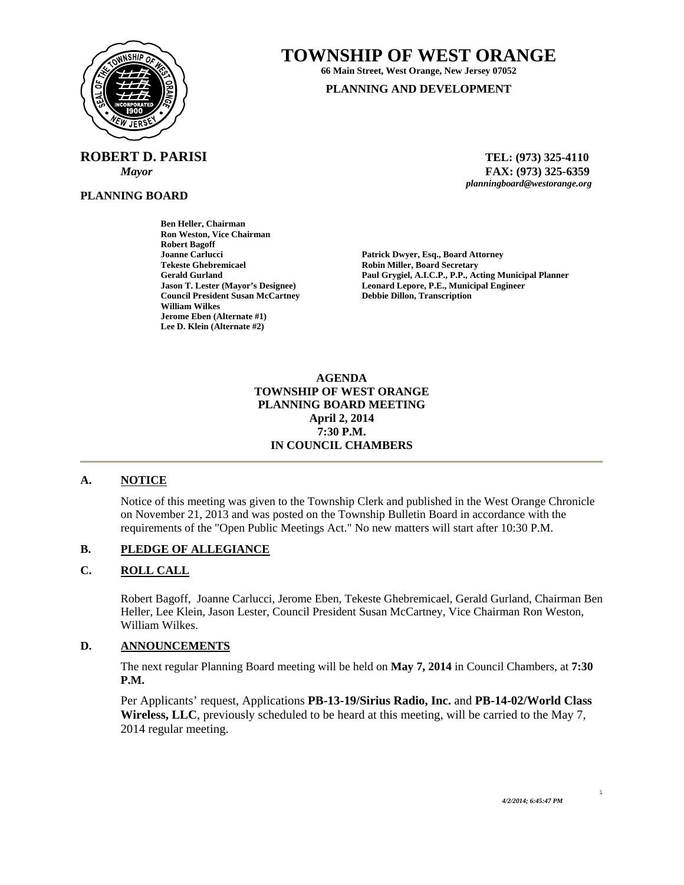# TOWNSHIP OF WEST ORANGE

**66 Main Street, West Orange, New Jersey 07052**

**PLANNING AND DEVELOPMENT**

**ROBERT D. PARISI**
*Mayor*

**TEL: (973) 325-4110**
**FAX: (973) 325-6359**
*planningboard@westorange.org*

**PLANNING BOARD**

**Ben Heller, Chairman**
**Ron Weston, Vice Chairman**
**Robert Bagoff**
**Joanne Carlucci**
**Tekeste Ghebremicael**
**Gerald Gurland**
**Jason T. Lester (Mayor's Designee)**
**Council President Susan McCartney**
**William Wilkes**
**Jerome Eben (Alternate #1)**
**Lee D. Klein (Alternate #2)**

**Patrick Dwyer, Esq., Board Attorney**
**Robin Miller, Board Secretary**
**Paul Grygiel, A.I.C.P., P.P., Acting Municipal Planner**
**Leonard Lepore, P.E., Municipal Engineer**
**Debbie Dillon, Transcription**

**AGENDA**
**TOWNSHIP OF WEST ORANGE**
**PLANNING BOARD MEETING**
**April 2, 2014**
**7:30 P.M.**
**IN COUNCIL CHAMBERS**

---

## A. NOTICE

Notice of this meeting was given to the Township Clerk and published in the West Orange Chronicle on November 21, 2013 and was posted on the Township Bulletin Board in accordance with the requirements of the "Open Public Meetings Act." No new matters will start after 10:30 P.M.

## B. PLEDGE OF ALLEGIANCE

## C. ROLL CALL

Robert Bagoff, Joanne Carlucci, Jerome Eben, Tekeste Ghebremicael, Gerald Gurland, Chairman Ben Heller, Lee Klein, Jason Lester, Council President Susan McCartney, Vice Chairman Ron Weston, William Wilkes.

## D. ANNOUNCEMENTS

The next regular Planning Board meeting will be held on **May 7, 2014** in Council Chambers, at **7:30 P.M.**

Per Applicants' request, Applications **PB-13-19/Sirius Radio, Inc.** and **PB-14-02/World Class Wireless, LLC**, previously scheduled to be heard at this meeting, will be carried to the May 7, 2014 regular meeting.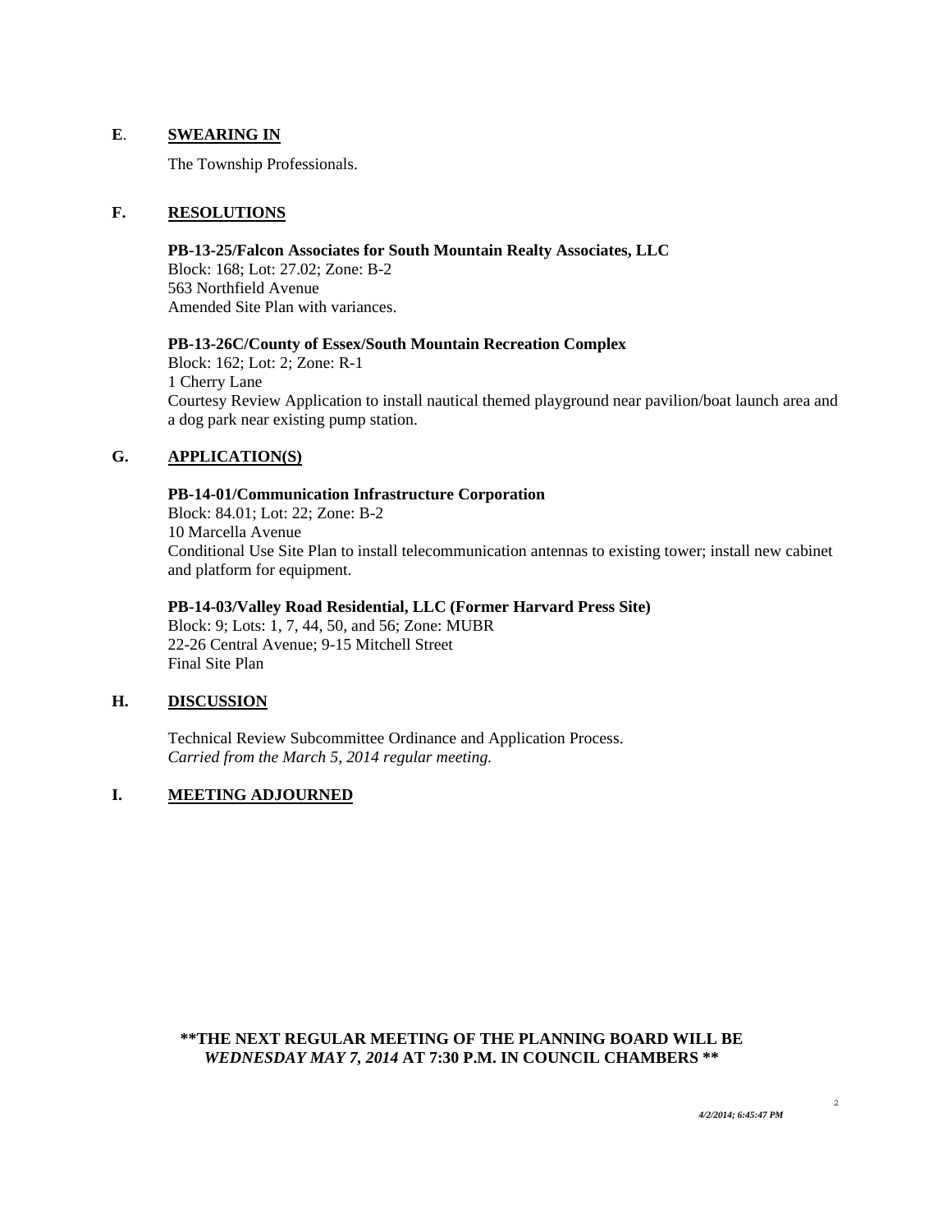## E. SWEARING IN

The Township Professionals.

## F. RESOLUTIONS

**PB-13-25/Falcon Associates for South Mountain Realty Associates, LLC**
Block: 168; Lot: 27.02; Zone: B-2
563 Northfield Avenue
Amended Site Plan with variances.

**PB-13-26C/County of Essex/South Mountain Recreation Complex**
Block: 162; Lot: 2; Zone: R-1
1 Cherry Lane
Courtesy Review Application to install nautical themed playground near pavilion/boat launch area and a dog park near existing pump station.

## G. APPLICATION(S)

**PB-14-01/Communication Infrastructure Corporation**
Block: 84.01; Lot: 22; Zone: B-2
10 Marcella Avenue
Conditional Use Site Plan to install telecommunication antennas to existing tower; install new cabinet and platform for equipment.

**PB-14-03/Valley Road Residential, LLC (Former Harvard Press Site)**
Block: 9; Lots: 1, 7, 44, 50, and 56; Zone: MUBR
22-26 Central Avenue; 9-15 Mitchell Street
Final Site Plan

## H. DISCUSSION

Technical Review Subcommittee Ordinance and Application Process.
*Carried from the March 5, 2014 regular meeting.*

## I. MEETING ADJOURNED

**\*\*THE NEXT REGULAR MEETING OF THE PLANNING BOARD WILL BE *WEDNESDAY MAY 7, 2014* AT 7:30 P.M. IN COUNCIL CHAMBERS \*\***

*4/2/2014; 6:45:47 PM*